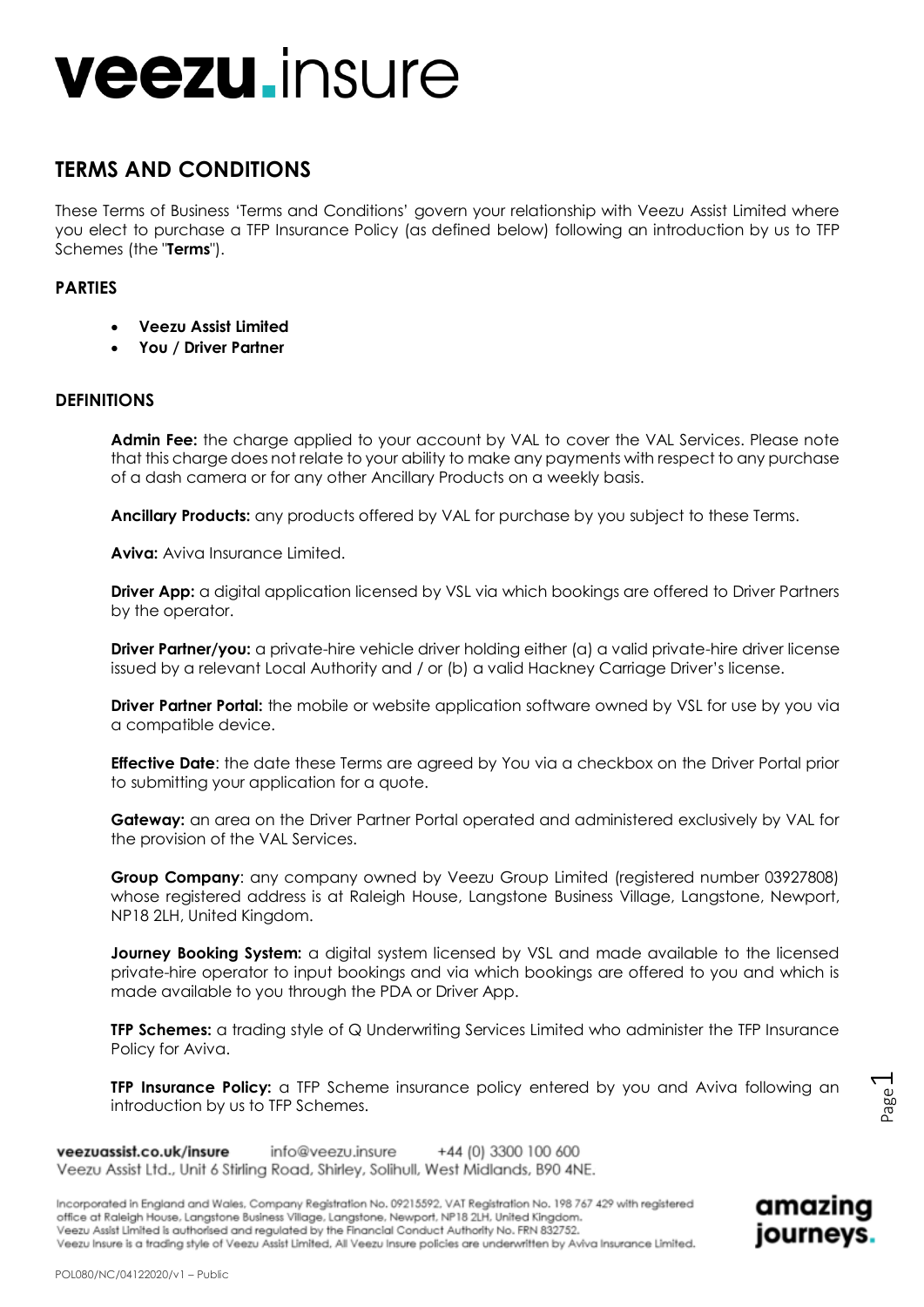# veezu.insure

## TERMS AND CONDITIONS

These Terms of Business 'Terms and Conditions' govern your relationship with Veezu Assist Limited where you elect to purchase a TFP Insurance Policy (as defined below) following an introduction by us to TFP Schemes (the "**Terms**").

### PARTIES

- **Veezu Assist Limited**
- **You / Driver Partner**

### DEFINITIONS

**Admin Fee:** the charge applied to your account by VAL to cover the VAL Services. Please note that this charge does not relate to your ability to make any payments with respect to any purchase of a dash camera or for any other Ancillary Products on a weekly basis.

**Ancillary Products:** any products offered by VAL for purchase by you subject to these Terms.

**Aviva:** Aviva Insurance Limited.

**Driver App:** a digital application licensed by VSL via which bookings are offered to Driver Partners by the operator.

**Driver Partner/you:** a private-hire vehicle driver holding either (a) a valid private-hire driver license issued by a relevant Local Authority and / or (b) a valid Hackney Carriage Driver's license.

**Driver Partner Portal:** the mobile or website application software owned by VSL for use by you via a compatible device.

**Effective Date**: the date these Terms are agreed by You via a checkbox on the Driver Portal prior to submitting your application for a quote.

**Gateway:** an area on the Driver Partner Portal operated and administered exclusively by VAL for the provision of the VAL Services.

**Group Company**: any company owned by Veezu Group Limited (registered number 03927808) whose registered address is at Raleigh House, Langstone Business Village, Langstone, Newport, NP18 2LH, United Kingdom.

**Journey Booking System:** a digital system licensed by VSL and made available to the licensed private-hire operator to input bookings and via which bookings are offered to you and which is made available to you through the PDA or Driver App.

**TFP Schemes:** a trading style of Q Underwriting Services Limited who administer the TFP Insurance Policy for Aviva.

**TFP Insurance Policy:** a TFP Scheme insurance policy entered by you and Aviva following an introduction by us to TFP Schemes.

veezuassist.co.uk/insure info@veezu.insure +44 (0) 3300 100 600
Veezu Assist Ltd., Unit 6 Stirling Road, Shirley, Solihull, West Midlands, B90 4NE.

Incorporated in England and Wales. Company Registration No. 09215592. VAT Registration No. 198 767 429 with registered office at Raleigh House, Langstone Business Village, Langstone, Newport, NP18 2LH, United Kingdom.
Veezu Assist Limited is authorised and regulated by the Financial Conduct Authority No. FRN 832752.
Veezu Insure is a trading style of Veezu Assist Limited. All Veezu Insure policies are underwritten by Aviva Insurance Limited.

amazing journeys.

POL080/NC/04122020/v1 – Public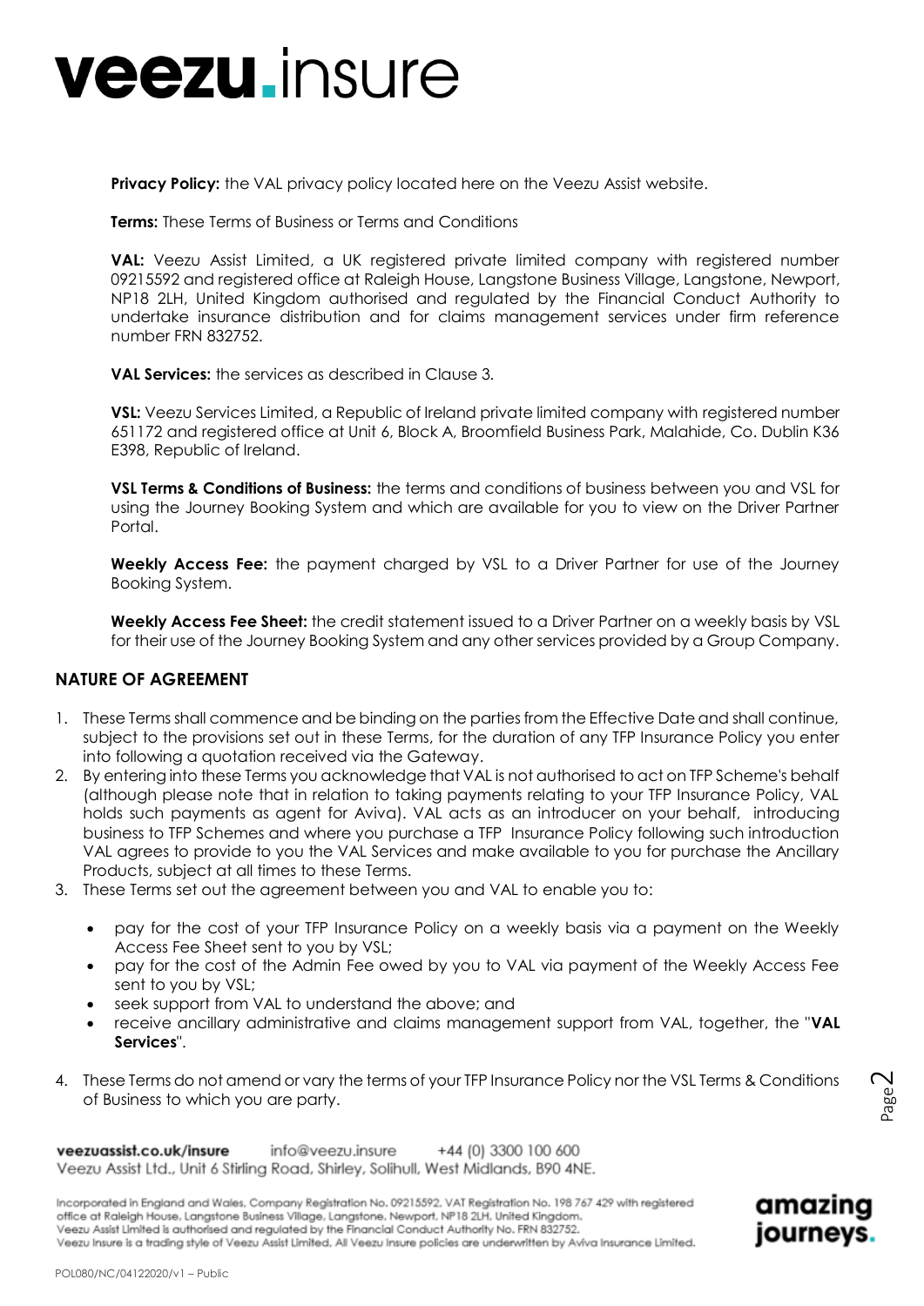**Privacy Policy:** the VAL privacy policy located here on the Veezu Assist website.

**Terms:** These Terms of Business or Terms and Conditions

**VAL:** Veezu Assist Limited, a UK registered private limited company with registered number 09215592 and registered office at Raleigh House, Langstone Business Village, Langstone, Newport, NP18 2LH, United Kingdom authorised and regulated by the Financial Conduct Authority to undertake insurance distribution and for claims management services under firm reference number FRN 832752.

**VAL Services:** the services as described in Clause 3.

**VSL:** Veezu Services Limited, a Republic of Ireland private limited company with registered number 651172 and registered office at Unit 6, Block A, Broomfield Business Park, Malahide, Co. Dublin K36 E398, Republic of Ireland.

**VSL Terms & Conditions of Business:** the terms and conditions of business between you and VSL for using the Journey Booking System and which are available for you to view on the Driver Partner Portal.

**Weekly Access Fee:** the payment charged by VSL to a Driver Partner for use of the Journey Booking System.

**Weekly Access Fee Sheet:** the credit statement issued to a Driver Partner on a weekly basis by VSL for their use of the Journey Booking System and any other services provided by a Group Company.

## NATURE OF AGREEMENT

1. These Terms shall commence and be binding on the parties from the Effective Date and shall continue, subject to the provisions set out in these Terms, for the duration of any TFP Insurance Policy you enter into following a quotation received via the Gateway.
2. By entering into these Terms you acknowledge that VAL is not authorised to act on TFP Scheme's behalf (although please note that in relation to taking payments relating to your TFP Insurance Policy, VAL holds such payments as agent for Aviva). VAL acts as an introducer on your behalf, introducing business to TFP Schemes and where you purchase a TFP Insurance Policy following such introduction VAL agrees to provide to you the VAL Services and make available to you for purchase the Ancillary Products, subject at all times to these Terms.
3. These Terms set out the agreement between you and VAL to enable you to:
   - pay for the cost of your TFP Insurance Policy on a weekly basis via a payment on the Weekly Access Fee Sheet sent to you by VSL;
   - pay for the cost of the Admin Fee owed by you to VAL via payment of the Weekly Access Fee sent to you by VSL;
   - seek support from VAL to understand the above; and
   - receive ancillary administrative and claims management support from VAL, together, the "**VAL Services**".
4. These Terms do not amend or vary the terms of your TFP Insurance Policy nor the VSL Terms & Conditions of Business to which you are party.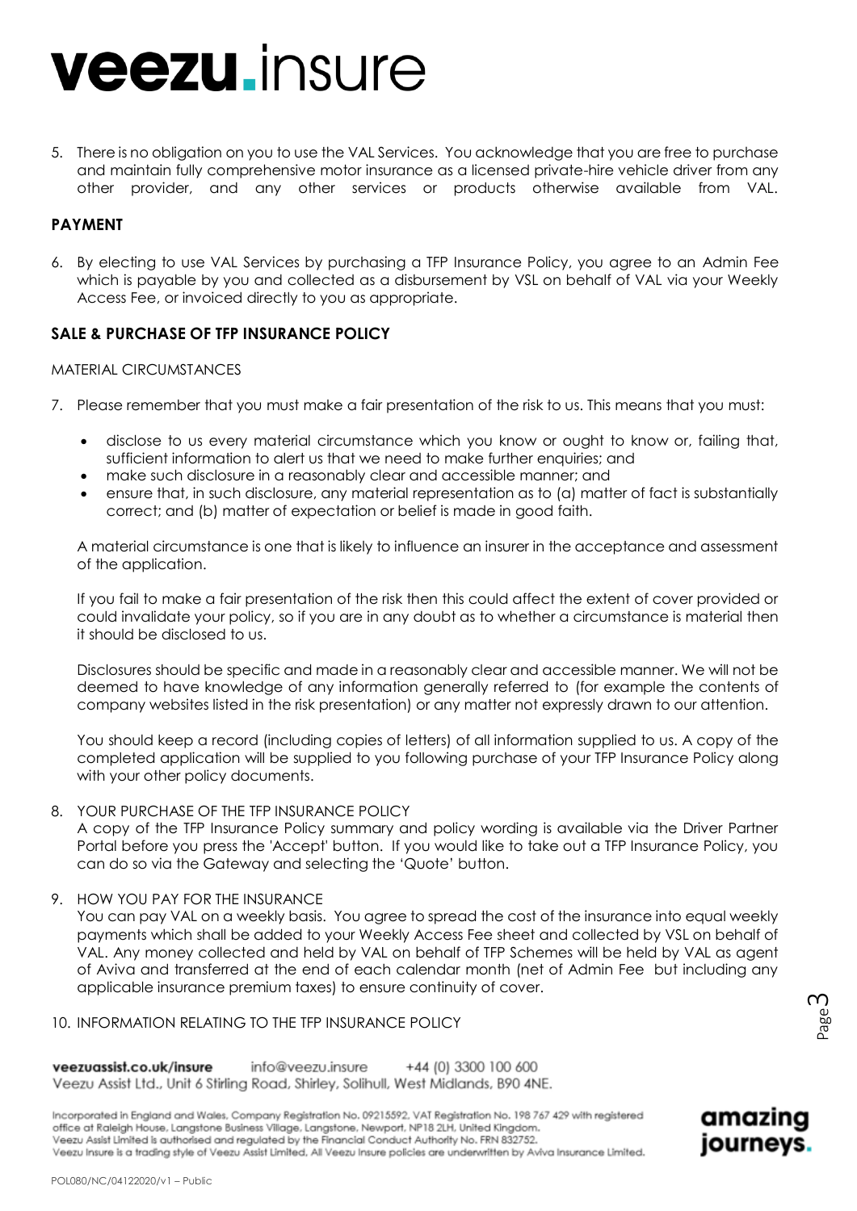5. There is no obligation on you to use the VAL Services. You acknowledge that you are free to purchase and maintain fully comprehensive motor insurance as a licensed private-hire vehicle driver from any other provider, and any other services or products otherwise available from VAL.

## PAYMENT

6. By electing to use VAL Services by purchasing a TFP Insurance Policy, you agree to an Admin Fee which is payable by you and collected as a disbursement by VSL on behalf of VAL via your Weekly Access Fee, or invoiced directly to you as appropriate.

## SALE & PURCHASE OF TFP INSURANCE POLICY

MATERIAL CIRCUMSTANCES

7. Please remember that you must make a fair presentation of the risk to us. This means that you must:

   - disclose to us every material circumstance which you know or ought to know or, failing that, sufficient information to alert us that we need to make further enquiries; and
   - make such disclosure in a reasonably clear and accessible manner; and
   - ensure that, in such disclosure, any material representation as to (a) matter of fact is substantially correct; and (b) matter of expectation or belief is made in good faith.

   A material circumstance is one that is likely to influence an insurer in the acceptance and assessment of the application.

   If you fail to make a fair presentation of the risk then this could affect the extent of cover provided or could invalidate your policy, so if you are in any doubt as to whether a circumstance is material then it should be disclosed to us.

   Disclosures should be specific and made in a reasonably clear and accessible manner. We will not be deemed to have knowledge of any information generally referred to (for example the contents of company websites listed in the risk presentation) or any matter not expressly drawn to our attention.

   You should keep a record (including copies of letters) of all information supplied to us. A copy of the completed application will be supplied to you following purchase of your TFP Insurance Policy along with your other policy documents.

8. YOUR PURCHASE OF THE TFP INSURANCE POLICY
   A copy of the TFP Insurance Policy summary and policy wording is available via the Driver Partner Portal before you press the 'Accept' button. If you would like to take out a TFP Insurance Policy, you can do so via the Gateway and selecting the 'Quote' button.

9. HOW YOU PAY FOR THE INSURANCE
   You can pay VAL on a weekly basis. You agree to spread the cost of the insurance into equal weekly payments which shall be added to your Weekly Access Fee sheet and collected by VSL on behalf of VAL. Any money collected and held by VAL on behalf of TFP Schemes will be held by VAL as agent of Aviva and transferred at the end of each calendar month (net of Admin Fee but including any applicable insurance premium taxes) to ensure continuity of cover.

10. INFORMATION RELATING TO THE TFP INSURANCE POLICY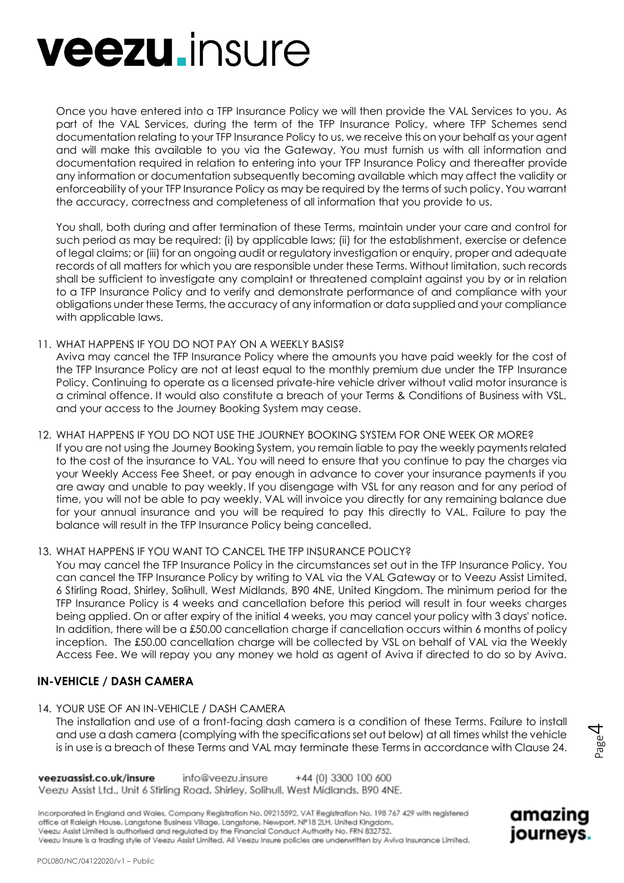Once you have entered into a TFP Insurance Policy we will then provide the VAL Services to you. As part of the VAL Services, during the term of the TFP Insurance Policy, where TFP Schemes send documentation relating to your TFP Insurance Policy to us, we receive this on your behalf as your agent and will make this available to you via the Gateway. You must furnish us with all information and documentation required in relation to entering into your TFP Insurance Policy and thereafter provide any information or documentation subsequently becoming available which may affect the validity or enforceability of your TFP Insurance Policy as may be required by the terms of such policy. You warrant the accuracy, correctness and completeness of all information that you provide to us.

You shall, both during and after termination of these Terms, maintain under your care and control for such period as may be required: (i) by applicable laws; (ii) for the establishment, exercise or defence of legal claims; or (iii) for an ongoing audit or regulatory investigation or enquiry, proper and adequate records of all matters for which you are responsible under these Terms. Without limitation, such records shall be sufficient to investigate any complaint or threatened complaint against you by or in relation to a TFP Insurance Policy and to verify and demonstrate performance of and compliance with your obligations under these Terms, the accuracy of any information or data supplied and your compliance with applicable laws.

11. WHAT HAPPENS IF YOU DO NOT PAY ON A WEEKLY BASIS?
    Aviva may cancel the TFP Insurance Policy where the amounts you have paid weekly for the cost of the TFP Insurance Policy are not at least equal to the monthly premium due under the TFP Insurance Policy. Continuing to operate as a licensed private-hire vehicle driver without valid motor insurance is a criminal offence. It would also constitute a breach of your Terms & Conditions of Business with VSL, and your access to the Journey Booking System may cease.

12. WHAT HAPPENS IF YOU DO NOT USE THE JOURNEY BOOKING SYSTEM FOR ONE WEEK OR MORE?
    If you are not using the Journey Booking System, you remain liable to pay the weekly payments related to the cost of the insurance to VAL. You will need to ensure that you continue to pay the charges via your Weekly Access Fee Sheet, or pay enough in advance to cover your insurance payments if you are away and unable to pay weekly. If you disengage with VSL for any reason and for any period of time, you will not be able to pay weekly. VAL will invoice you directly for any remaining balance due for your annual insurance and you will be required to pay this directly to VAL. Failure to pay the balance will result in the TFP Insurance Policy being cancelled.

13. WHAT HAPPENS IF YOU WANT TO CANCEL THE TFP INSURANCE POLICY?
    You may cancel the TFP Insurance Policy in the circumstances set out in the TFP Insurance Policy. You can cancel the TFP Insurance Policy by writing to VAL via the VAL Gateway or to Veezu Assist Limited, 6 Stirling Road, Shirley, Solihull, West Midlands, B90 4NE, United Kingdom. The minimum period for the TFP Insurance Policy is 4 weeks and cancellation before this period will result in four weeks charges being applied. On or after expiry of the initial 4 weeks, you may cancel your policy with 3 days' notice. In addition, there will be a £50.00 cancellation charge if cancellation occurs within 6 months of policy inception. The £50.00 cancellation charge will be collected by VSL on behalf of VAL via the Weekly Access Fee. We will repay you any money we hold as agent of Aviva if directed to do so by Aviva.

## IN-VEHICLE / DASH CAMERA

14. YOUR USE OF AN IN-VEHICLE / DASH CAMERA
    The installation and use of a front-facing dash camera is a condition of these Terms. Failure to install and use a dash camera (complying with the specifications set out below) at all times whilst the vehicle is in use is a breach of these Terms and VAL may terminate these Terms in accordance with Clause 24.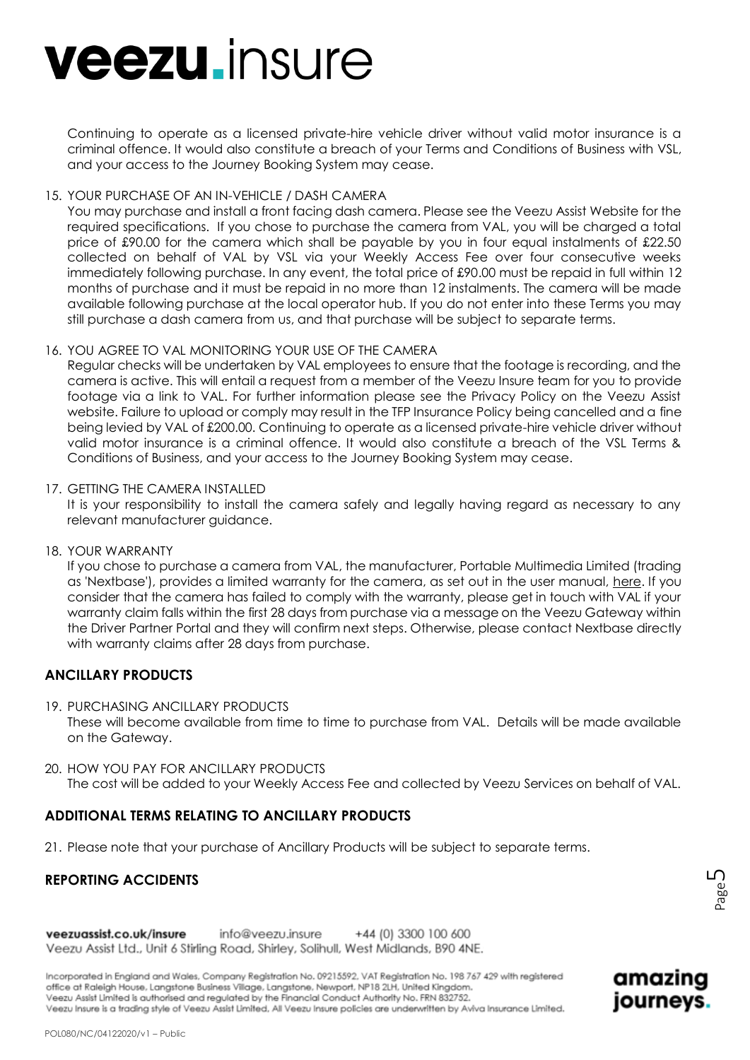Continuing to operate as a licensed private-hire vehicle driver without valid motor insurance is a criminal offence. It would also constitute a breach of your Terms and Conditions of Business with VSL, and your access to the Journey Booking System may cease.

15. YOUR PURCHASE OF AN IN-VEHICLE / DASH CAMERA
    You may purchase and install a front facing dash camera. Please see the Veezu Assist Website for the required specifications. If you chose to purchase the camera from VAL, you will be charged a total price of £90.00 for the camera which shall be payable by you in four equal instalments of £22.50 collected on behalf of VAL by VSL via your Weekly Access Fee over four consecutive weeks immediately following purchase. In any event, the total price of £90.00 must be repaid in full within 12 months of purchase and it must be repaid in no more than 12 instalments. The camera will be made available following purchase at the local operator hub. If you do not enter into these Terms you may still purchase a dash camera from us, and that purchase will be subject to separate terms.

16. YOU AGREE TO VAL MONITORING YOUR USE OF THE CAMERA
    Regular checks will be undertaken by VAL employees to ensure that the footage is recording, and the camera is active. This will entail a request from a member of the Veezu Insure team for you to provide footage via a link to VAL. For further information please see the Privacy Policy on the Veezu Assist website. Failure to upload or comply may result in the TFP Insurance Policy being cancelled and a fine being levied by VAL of £200.00. Continuing to operate as a licensed private-hire vehicle driver without valid motor insurance is a criminal offence. It would also constitute a breach of the VSL Terms & Conditions of Business, and your access to the Journey Booking System may cease.

17. GETTING THE CAMERA INSTALLED
    It is your responsibility to install the camera safely and legally having regard as necessary to any relevant manufacturer guidance.

18. YOUR WARRANTY
    If you chose to purchase a camera from VAL, the manufacturer, Portable Multimedia Limited (trading as 'Nextbase'), provides a limited warranty for the camera, as set out in the user manual, here. If you consider that the camera has failed to comply with the warranty, please get in touch with VAL if your warranty claim falls within the first 28 days from purchase via a message on the Veezu Gateway within the Driver Partner Portal and they will confirm next steps. Otherwise, please contact Nextbase directly with warranty claims after 28 days from purchase.

## ANCILLARY PRODUCTS

19. PURCHASING ANCILLARY PRODUCTS
    These will become available from time to time to purchase from VAL. Details will be made available on the Gateway.

20. HOW YOU PAY FOR ANCILLARY PRODUCTS
    The cost will be added to your Weekly Access Fee and collected by Veezu Services on behalf of VAL.

## ADDITIONAL TERMS RELATING TO ANCILLARY PRODUCTS

21. Please note that your purchase of Ancillary Products will be subject to separate terms.

## REPORTING ACCIDENTS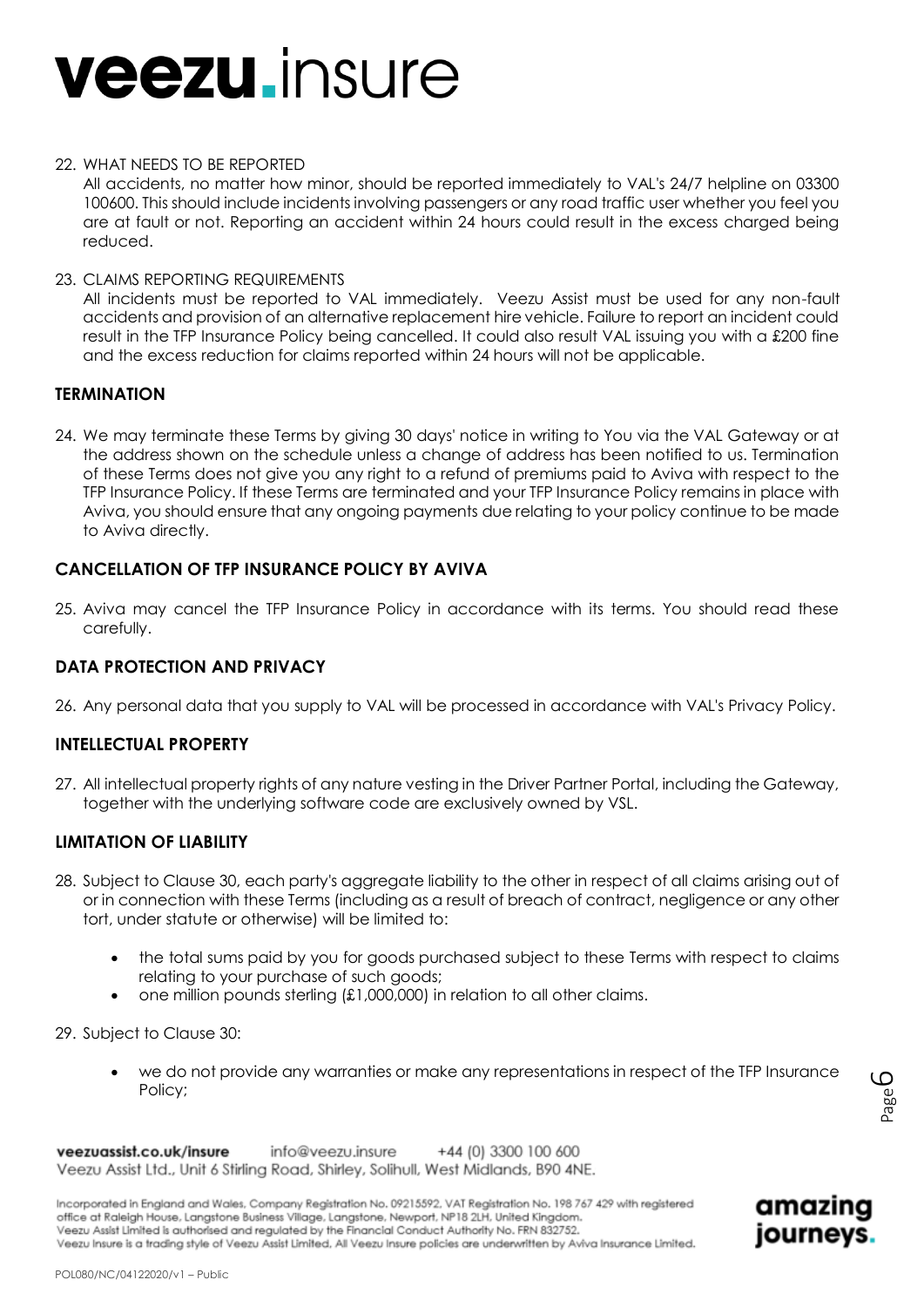22. WHAT NEEDS TO BE REPORTED

    All accidents, no matter how minor, should be reported immediately to VAL's 24/7 helpline on 03300 100600. This should include incidents involving passengers or any road traffic user whether you feel you are at fault or not. Reporting an accident within 24 hours could result in the excess charged being reduced.

23. CLAIMS REPORTING REQUIREMENTS

    All incidents must be reported to VAL immediately. Veezu Assist must be used for any non-fault accidents and provision of an alternative replacement hire vehicle. Failure to report an incident could result in the TFP Insurance Policy being cancelled. It could also result VAL issuing you with a £200 fine and the excess reduction for claims reported within 24 hours will not be applicable.

## TERMINATION

24. We may terminate these Terms by giving 30 days' notice in writing to You via the VAL Gateway or at the address shown on the schedule unless a change of address has been notified to us. Termination of these Terms does not give you any right to a refund of premiums paid to Aviva with respect to the TFP Insurance Policy. If these Terms are terminated and your TFP Insurance Policy remains in place with Aviva, you should ensure that any ongoing payments due relating to your policy continue to be made to Aviva directly.

## CANCELLATION OF TFP INSURANCE POLICY BY AVIVA

25. Aviva may cancel the TFP Insurance Policy in accordance with its terms. You should read these carefully.

## DATA PROTECTION AND PRIVACY

26. Any personal data that you supply to VAL will be processed in accordance with VAL's Privacy Policy.

## INTELLECTUAL PROPERTY

27. All intellectual property rights of any nature vesting in the Driver Partner Portal, including the Gateway, together with the underlying software code are exclusively owned by VSL.

## LIMITATION OF LIABILITY

28. Subject to Clause 30, each party's aggregate liability to the other in respect of all claims arising out of or in connection with these Terms (including as a result of breach of contract, negligence or any other tort, under statute or otherwise) will be limited to:

    - the total sums paid by you for goods purchased subject to these Terms with respect to claims relating to your purchase of such goods;
    - one million pounds sterling (£1,000,000) in relation to all other claims.

29. Subject to Clause 30:

    - we do not provide any warranties or make any representations in respect of the TFP Insurance Policy;

veezuassist.co.uk/insure info@veezu.insure +44 (0) 3300 100 600
Veezu Assist Ltd., Unit 6 Stirling Road, Shirley, Solihull, West Midlands, B90 4NE.

Incorporated in England and Wales. Company Registration No. 09215592. VAT Registration No. 198 767 429 with registered office at Raleigh House, Langstone Business Village, Langstone, Newport, NP18 2LH, United Kingdom.
Veezu Assist Limited is authorised and regulated by the Financial Conduct Authority No. FRN 832752.
Veezu Insure is a trading style of Veezu Assist Limited. All Veezu Insure policies are underwritten by Aviva Insurance Limited.

POL080/NC/04122020/v1 – Public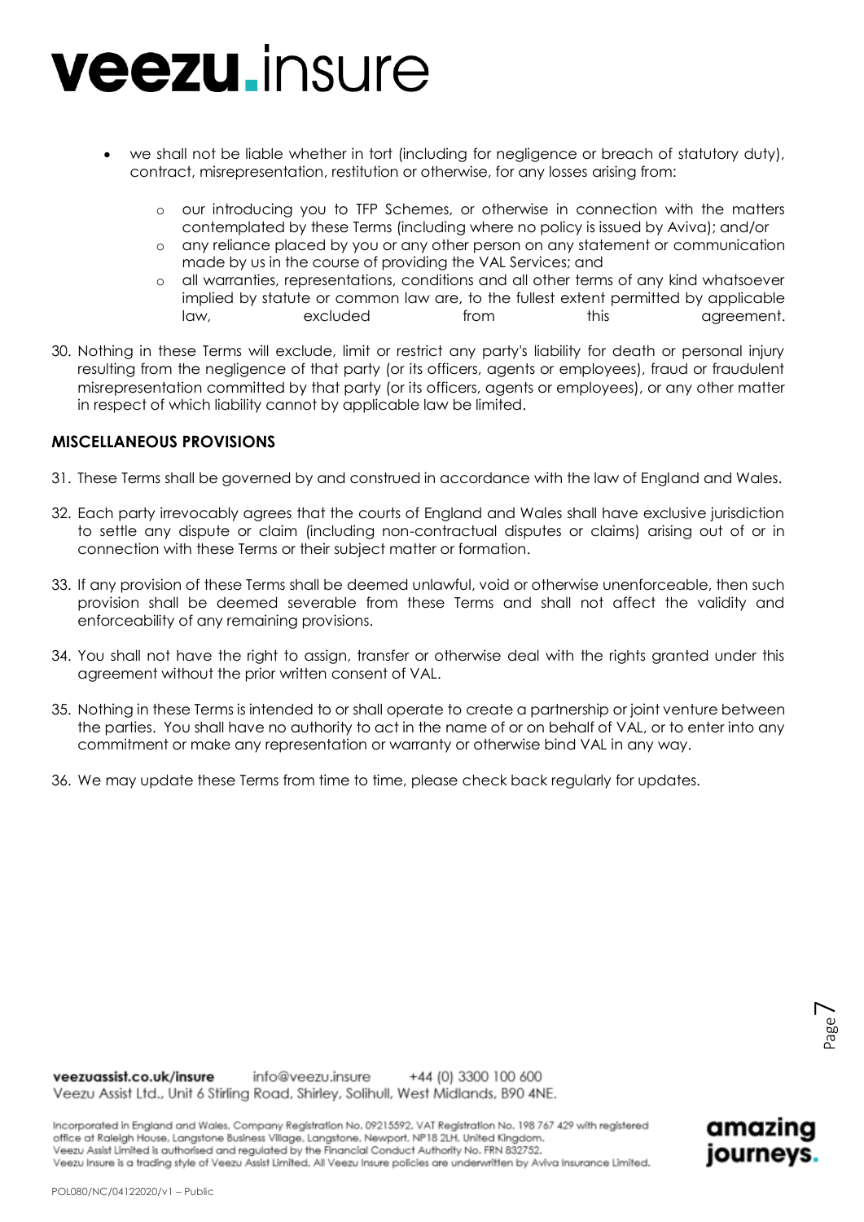- we shall not be liable whether in tort (including for negligence or breach of statutory duty), contract, misrepresentation, restitution or otherwise, for any losses arising from:
  - our introducing you to TFP Schemes, or otherwise in connection with the matters contemplated by these Terms (including where no policy is issued by Aviva); and/or
  - any reliance placed by you or any other person on any statement or communication made by us in the course of providing the VAL Services; and
  - all warranties, representations, conditions and all other terms of any kind whatsoever implied by statute or common law are, to the fullest extent permitted by applicable law, excluded from this agreement.

30. Nothing in these Terms will exclude, limit or restrict any party's liability for death or personal injury resulting from the negligence of that party (or its officers, agents or employees), fraud or fraudulent misrepresentation committed by that party (or its officers, agents or employees), or any other matter in respect of which liability cannot by applicable law be limited.

## MISCELLANEOUS PROVISIONS

31. These Terms shall be governed by and construed in accordance with the law of England and Wales.
32. Each party irrevocably agrees that the courts of England and Wales shall have exclusive jurisdiction to settle any dispute or claim (including non-contractual disputes or claims) arising out of or in connection with these Terms or their subject matter or formation.
33. If any provision of these Terms shall be deemed unlawful, void or otherwise unenforceable, then such provision shall be deemed severable from these Terms and shall not affect the validity and enforceability of any remaining provisions.
34. You shall not have the right to assign, transfer or otherwise deal with the rights granted under this agreement without the prior written consent of VAL.
35. Nothing in these Terms is intended to or shall operate to create a partnership or joint venture between the parties. You shall have no authority to act in the name of or on behalf of VAL, or to enter into any commitment or make any representation or warranty or otherwise bind VAL in any way.
36. We may update these Terms from time to time, please check back regularly for updates.